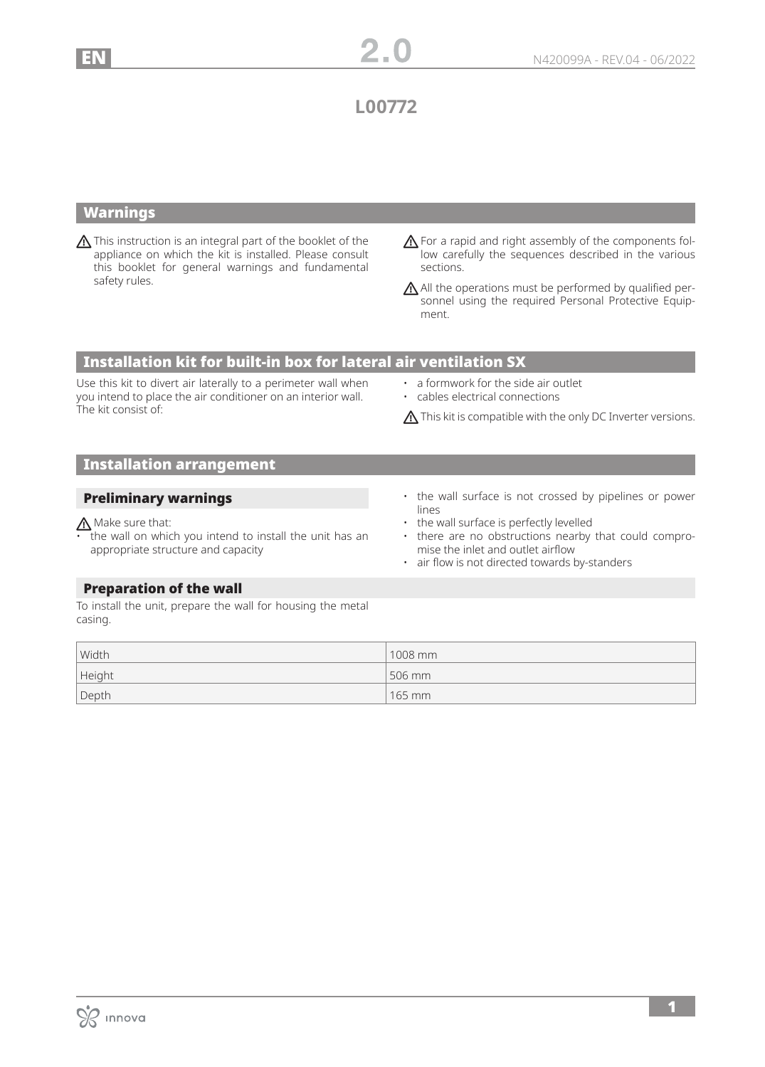# L00772

## Warnings

⚠ This instruction is an integral part of the booklet of the appliance on which the kit is installed. Please consult this booklet for general warnings and fundamental safety rules.

⚠ For a rapid and right assembly of the components follow carefully the sequences described in the various sections.

⚠ All the operations must be performed by qualified personnel using the required Personal Protective Equipment.

## Installation kit for built-in box for lateral air ventilation SX

Use this kit to divert air laterally to a perimeter wall when you intend to place the air conditioner on an interior wall. The kit consist of:

- a formwork for the side air outlet
- cables electrical connections

⚠ This kit is compatible with the only DC Inverter versions.

## Installation arrangement

### Preliminary warnings

⚠ Make sure that:

- the wall on which you intend to install the unit has an appropriate structure and capacity
- the wall surface is not crossed by pipelines or power lines
- the wall surface is perfectly levelled
- there are no obstructions nearby that could compromise the inlet and outlet airflow
- air flow is not directed towards by-standers

### Preparation of the wall

To install the unit, prepare the wall for housing the metal casing.

| | |
|---|---|
| Width | 1008 mm |
| Height | 506 mm |
| Depth | 165 mm |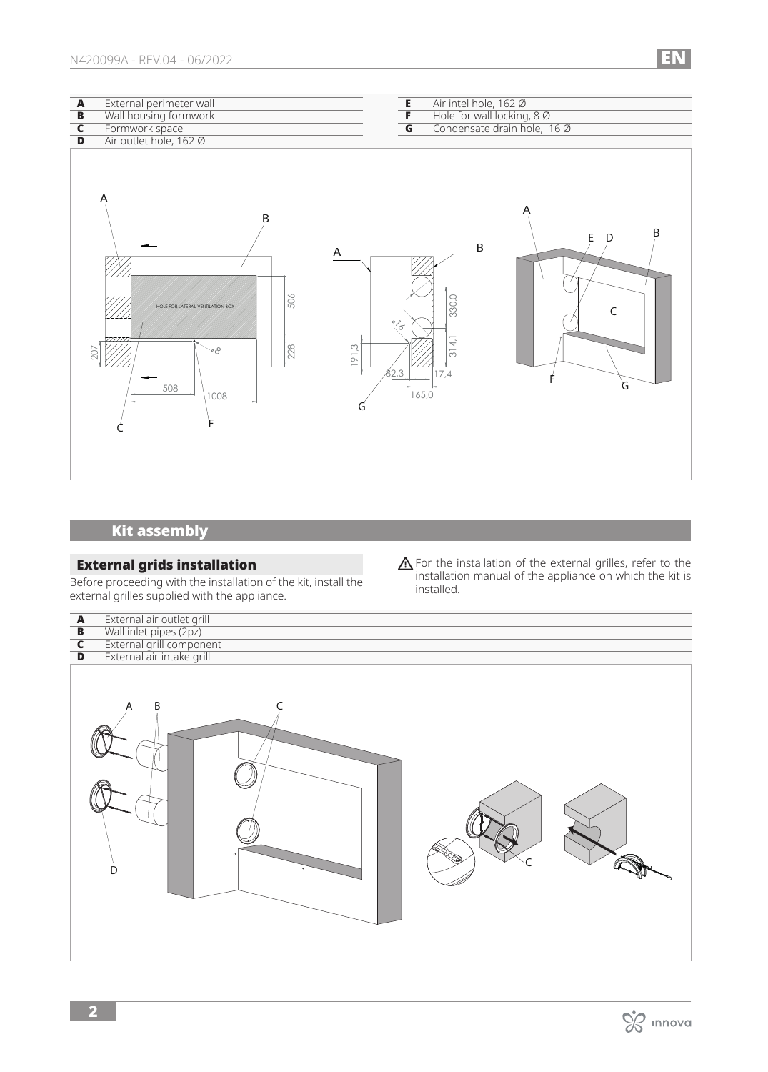| | |
|---|---|
| **A** | External perimeter wall |
| **B** | Wall housing formwork |
| **C** | Formwork space |
| **D** | Air outlet hole, 162 Ø |
| **E** | Air intel hole, 162 Ø |
| **F** | Hole for wall locking, 8 Ø |
| **G** | Condensate drain hole, 16 Ø |

## Kit assembly

### External grids installation

Before proceeding with the installation of the kit, install the external grilles supplied with the appliance.

⚠ For the installation of the external grilles, refer to the installation manual of the appliance on which the kit is installed.

| | |
|---|---|
| **A** | External air outlet grill |
| **B** | Wall inlet pipes (2pz) |
| **C** | External grill component |
| **D** | External air intake grill |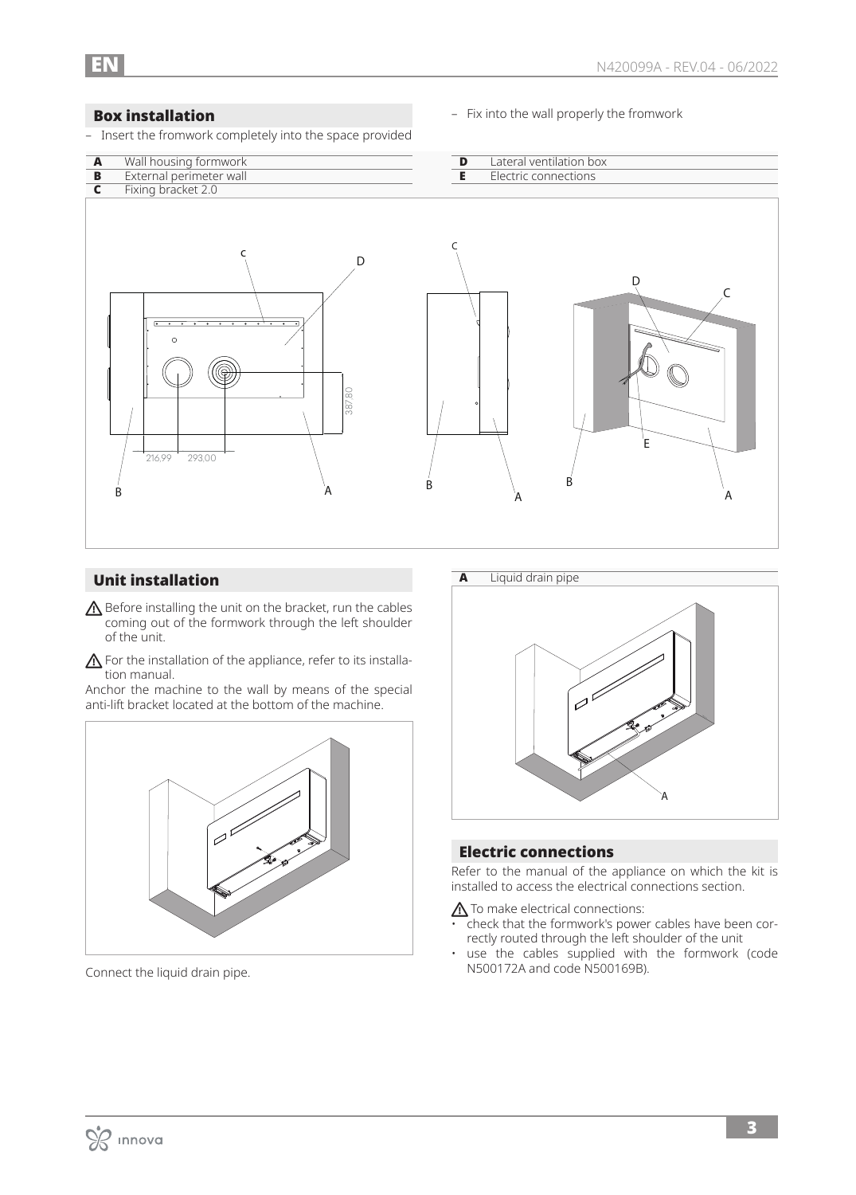## Box installation

– Insert the fromwork completely into the space provided

– Fix into the wall properly the fromwork

| | |
|---|---|
| **A** | Wall housing formwork |
| **B** | External perimeter wall |
| **C** | Fixing bracket 2.0 |
| **D** | Lateral ventilation box |
| **E** | Electric connections |

## Unit installation

⚠ Before installing the unit on the bracket, run the cables coming out of the formwork through the left shoulder of the unit.

⚠ For the installation of the appliance, refer to its installation manual.

Anchor the machine to the wall by means of the special anti-lift bracket located at the bottom of the machine.

Connect the liquid drain pipe.

| | |
|---|---|
| **A** | Liquid drain pipe |

## Electric connections

Refer to the manual of the appliance on which the kit is installed to access the electrical connections section.

⚠ To make electrical connections:

- check that the formwork's power cables have been correctly routed through the left shoulder of the unit
- use the cables supplied with the formwork (code N500172A and code N500169B).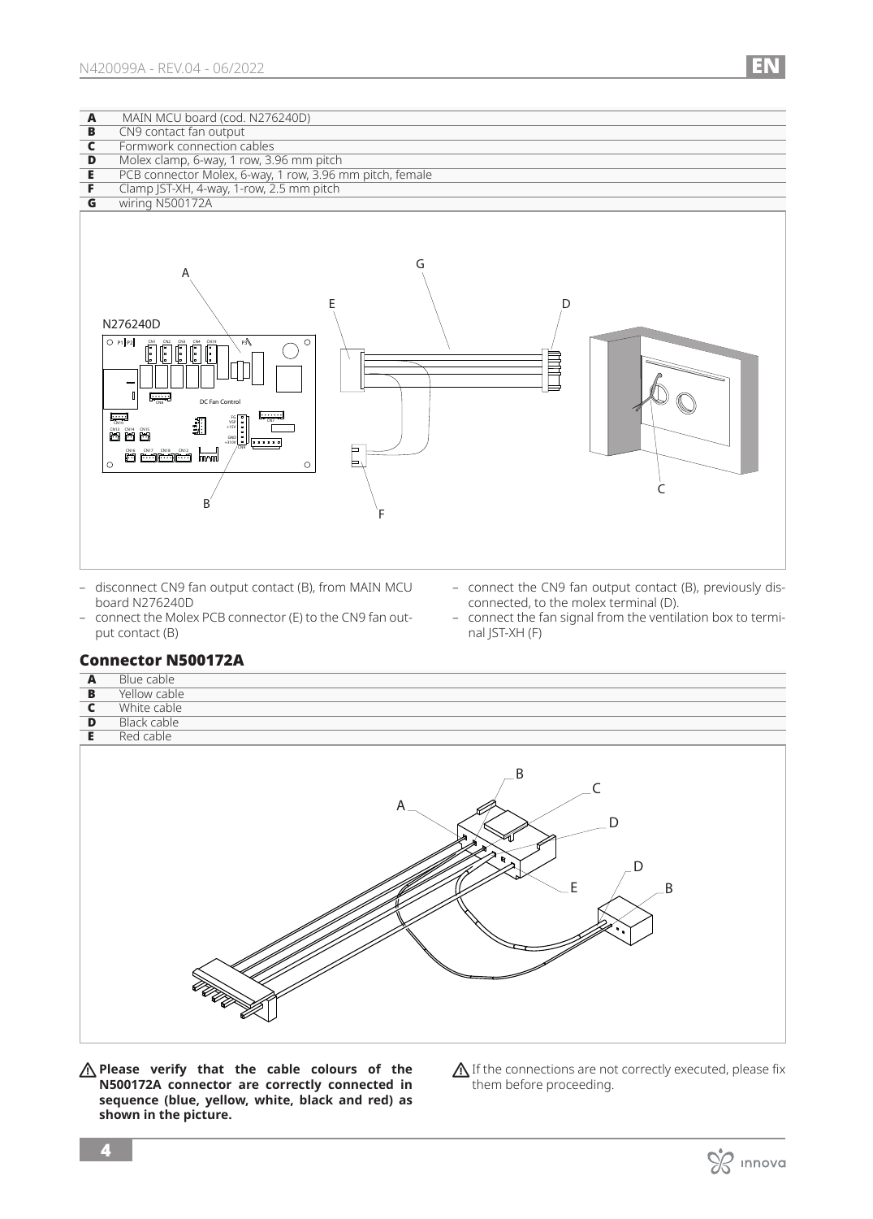| | |
|---|---|
| **A** | MAIN MCU board (cod. N276240D) |
| **B** | CN9 contact fan output |
| **C** | Formwork connection cables |
| **D** | Molex clamp, 6-way, 1 row, 3.96 mm pitch |
| **E** | PCB connector Molex, 6-way, 1 row, 3.96 mm pitch, female |
| **F** | Clamp JST-XH, 4-way, 1-row, 2.5 mm pitch |
| **G** | wiring N500172A |

- disconnect CN9 fan output contact (B), from MAIN MCU board N276240D
- connect the Molex PCB connector (E) to the CN9 fan output contact (B)
- connect the CN9 fan output contact (B), previously disconnected, to the molex terminal (D).
- connect the fan signal from the ventilation box to terminal JST-XH (F)

## Connector N500172A

| | |
|---|---|
| **A** | Blue cable |
| **B** | Yellow cable |
| **C** | White cable |
| **D** | Black cable |
| **E** | Red cable |

⚠ **Please verify that the cable colours of the N500172A connector are correctly connected in sequence (blue, yellow, white, black and red) as shown in the picture.**

⚠ If the connections are not correctly executed, please fix them before proceeding.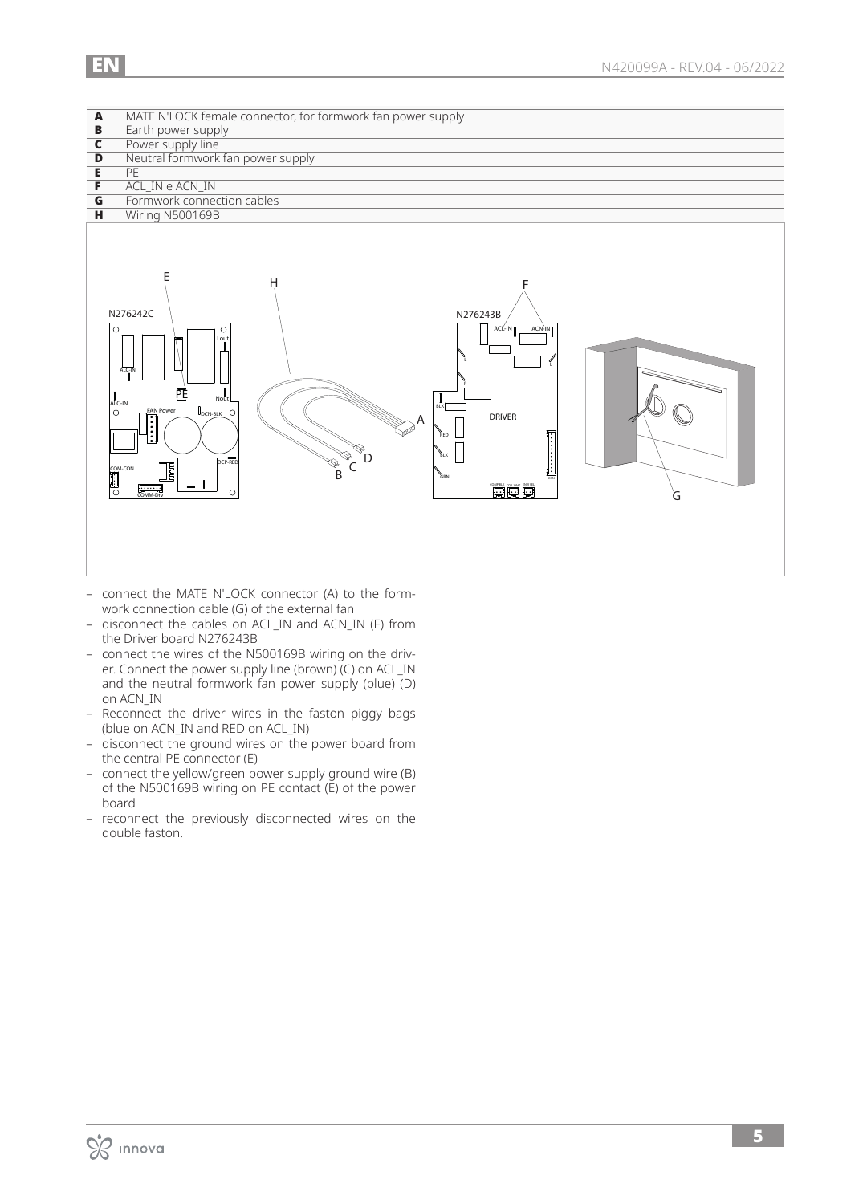| | |
|---|---|
| **A** | MATE N'LOCK female connector, for formwork fan power supply |
| **B** | Earth power supply |
| **C** | Power supply line |
| **D** | Neutral formwork fan power supply |
| **E** | PE |
| **F** | ACL_IN e ACN_IN |
| **G** | Formwork connection cables |
| **H** | Wiring N500169B |

- connect the MATE N'LOCK connector (A) to the formwork connection cable (G) of the external fan
- disconnect the cables on ACL_IN and ACN_IN (F) from the Driver board N276243B
- connect the wires of the N500169B wiring on the driver. Connect the power supply line (brown) (C) on ACL_IN and the neutral formwork fan power supply (blue) (D) on ACN_IN
- Reconnect the driver wires in the faston piggy bags (blue on ACN_IN and RED on ACL_IN)
- disconnect the ground wires on the power board from the central PE connector (E)
- connect the yellow/green power supply ground wire (B) of the N500169B wiring on PE contact (E) of the power board
- reconnect the previously disconnected wires on the double faston.